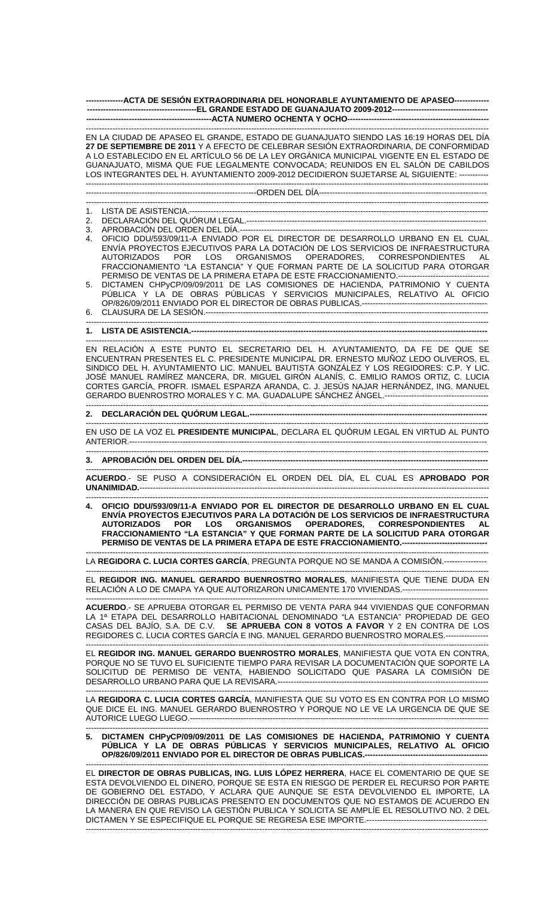**ACTA DE SESIÓN EXTRAORDINARIA DEL HONORABLE AYUNTAMIENTO DE APASEO EL GRANDE ESTADO DE GUANAJUATO 2009-2012**

**ACTA NUMERO OCHENTA Y OCHO**

EN LA CIUDAD DE APASEO EL GRANDE, ESTADO DE GUANAJUATO SIENDO LAS 16:19 HORAS DEL DÍA **27 DE SEPTIEMBRE DE 2011** Y A EFECTO DE CELEBRAR SESIÓN EXTRAORDINARIA, DE CONFORMIDAD A LO ESTABLECIDO EN EL ARTÍCULO 56 DE LA LEY ORGÁNICA MUNICIPAL VIGENTE EN EL ESTADO DE GUANAJUATO, MISMA QUE FUE LEGALMENTE CONVOCADA; REUNIDOS EN EL SALÓN DE CABILDOS LOS INTEGRANTES DEL H. AYUNTAMIENTO 2009-2012 DECIDIERON SUJETARSE AL SIGUIENTE:

ORDEN DEL DÍA

1. LISTA DE ASISTENCIA.
2. DECLARACIÓN DEL QUÓRUM LEGAL.
3. APROBACIÓN DEL ORDEN DEL DÍA.
4. OFICIO DDU/593/09/11-A ENVIADO POR EL DIRECTOR DE DESARROLLO URBANO EN EL CUAL ENVÍA PROYECTOS EJECUTIVOS PARA LA DOTACIÓN DE LOS SERVICIOS DE INFRAESTRUCTURA AUTORIZADOS POR LOS ORGANISMOS OPERADORES, CORRESPONDIENTES AL FRACCIONAMIENTO "LA ESTANCIA" Y QUE FORMAN PARTE DE LA SOLICITUD PARA OTORGAR PERMISO DE VENTAS DE LA PRIMERA ETAPA DE ESTE FRACCIONAMIENTO.
5. DICTAMEN CHPyCP/09/09/2011 DE LAS COMISIONES DE HACIENDA, PATRIMONIO Y CUENTA PÚBLICA Y LA DE OBRAS PÚBLICAS Y SERVICIOS MUNICIPALES, RELATIVO AL OFICIO OP/826/09/2011 ENVIADO POR EL DIRECTOR DE OBRAS PUBLICAS.
6. CLAUSURA DE LA SESIÓN.

**1. LISTA DE ASISTENCIA.**

EN RELACIÓN A ESTE PUNTO EL SECRETARIO DEL H. AYUNTAMIENTO, DA FE DE QUE SE ENCUENTRAN PRESENTES EL C. PRESIDENTE MUNICIPAL DR. ERNESTO MUÑOZ LEDO OLIVEROS, EL SINDICO DEL H. AYUNTAMIENTO LIC. MANUEL BAUTISTA GONZÁLEZ Y LOS REGIDORES: C.P. Y LIC. JOSÉ MANUEL RAMÍREZ MANCERA, DR. MIGUEL GIRÓN ALANÍS, C. EMILIO RAMOS ORTIZ, C. LUCIA CORTES GARCÍA, PROFR. ISMAEL ESPARZA ARANDA, C. J. JESÚS NAJAR HERNÁNDEZ, ING. MANUEL GERARDO BUENROSTRO MORALES Y C. MA. GUADALUPE SÁNCHEZ ÁNGEL.

**2. DECLARACIÓN DEL QUÓRUM LEGAL.**

EN USO DE LA VOZ EL **PRESIDENTE MUNICIPAL**, DECLARA EL QUÓRUM LEGAL EN VIRTUD AL PUNTO ANTERIOR.

**3. APROBACIÓN DEL ORDEN DEL DÍA.**

**ACUERDO**.- SE PUSO A CONSIDERACIÓN EL ORDEN DEL DÍA, EL CUAL ES **APROBADO POR UNANIMIDAD.**

**4. OFICIO DDU/593/09/11-A ENVIADO POR EL DIRECTOR DE DESARROLLO URBANO EN EL CUAL ENVÍA PROYECTOS EJECUTIVOS PARA LA DOTACIÓN DE LOS SERVICIOS DE INFRAESTRUCTURA AUTORIZADOS POR LOS ORGANISMOS OPERADORES, CORRESPONDIENTES AL FRACCIONAMIENTO "LA ESTANCIA" Y QUE FORMAN PARTE DE LA SOLICITUD PARA OTORGAR PERMISO DE VENTAS DE LA PRIMERA ETAPA DE ESTE FRACCIONAMIENTO.**

LA **REGIDORA C. LUCIA CORTES GARCÍA**, PREGUNTA PORQUE NO SE MANDA A COMISIÓN.

EL **REGIDOR ING. MANUEL GERARDO BUENROSTRO MORALES**, MANIFIESTA QUE TIENE DUDA EN RELACIÓN A LO DE CMAPA YA QUE AUTORIZARON UNICAMENTE 170 VIVIENDAS.

**ACUERDO**.- SE APRUEBA OTORGAR EL PERMISO DE VENTA PARA 944 VIVIENDAS QUE CONFORMAN LA 1ª ETAPA DEL DESARROLLO HABITACIONAL DENOMINADO "LA ESTANCIA" PROPIEDAD DE GEO CASAS DEL BAJÍO, S.A. DE C.V. **SE APRUEBA CON 8 VOTOS A FAVOR** Y 2 EN CONTRA DE LOS REGIDORES C. LUCIA CORTES GARCÍA E ING. MANUEL GERARDO BUENROSTRO MORALES.

EL **REGIDOR ING. MANUEL GERARDO BUENROSTRO MORALES**, MANIFIESTA QUE VOTA EN CONTRA, PORQUE NO SE TUVO EL SUFICIENTE TIEMPO PARA REVISAR LA DOCUMENTACIÓN QUE SOPORTE LA SOLICITUD DE PERMISO DE VENTA, HABIENDO SOLICITADO QUE PASARA LA COMISIÓN DE DESARROLLO URBANO PARA QUE LA REVISARA.

LA **REGIDORA C. LUCIA CORTES GARCÍA**, MANIFIESTA QUE SU VOTO ES EN CONTRA POR LO MISMO QUE DICE EL ING. MANUEL GERARDO BUENROSTRO Y PORQUE NO LE VE LA URGENCIA DE QUE SE AUTORICE LUEGO LUEGO.

**5. DICTAMEN CHPyCP/09/09/2011 DE LAS COMISIONES DE HACIENDA, PATRIMONIO Y CUENTA PÚBLICA Y LA DE OBRAS PÚBLICAS Y SERVICIOS MUNICIPALES, RELATIVO AL OFICIO OP/826/09/2011 ENVIADO POR EL DIRECTOR DE OBRAS PUBLICAS.**

EL **DIRECTOR DE OBRAS PUBLICAS, ING. LUIS LÓPEZ HERRERA**, HACE EL COMENTARIO DE QUE SE ESTA DEVOLVIENDO EL DINERO, PORQUE SE ESTA EN RIESGO DE PERDER EL RECURSO POR PARTE DE GOBIERNO DEL ESTADO, Y ACLARA QUE AUNQUE SE ESTA DEVOLVIENDO EL IMPORTE, LA DIRECCIÓN DE OBRAS PUBLICAS PRESENTO EN DOCUMENTOS QUE NO ESTAMOS DE ACUERDO EN LA MANERA EN QUE REVISO LA GESTIÓN PUBLICA Y SOLICITA SE AMPLÍE EL RESOLUTIVO NO. 2 DEL DICTAMEN Y SE ESPECIFIQUE EL PORQUE SE REGRESA ESE IMPORTE.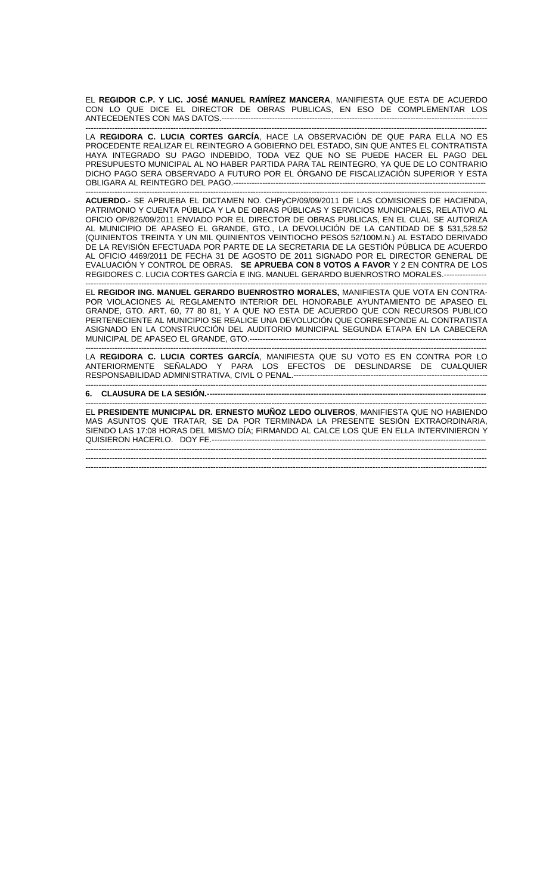EL **REGIDOR C.P. Y LIC. JOSÉ MANUEL RAMÍREZ MANCERA**, MANIFIESTA QUE ESTA DE ACUERDO CON LO QUE DICE EL DIRECTOR DE OBRAS PUBLICAS, EN ESO DE COMPLEMENTAR LOS ANTECEDENTES CON MAS DATOS.-----------------------------------------------------------------------------------------------

LA **REGIDORA C. LUCIA CORTES GARCÍA**, HACE LA OBSERVACIÓN DE QUE PARA ELLA NO ES PROCEDENTE REALIZAR EL REINTEGRO A GOBIERNO DEL ESTADO, SIN QUE ANTES EL CONTRATISTA HAYA INTEGRADO SU PAGO INDEBIDO, TODA VEZ QUE NO SE PUEDE HACER EL PAGO DEL PRESUPUESTO MUNICIPAL AL NO HABER PARTIDA PARA TAL REINTEGRO, YA QUE DE LO CONTRARIO DICHO PAGO SERA OBSERVADO A FUTURO POR EL ÓRGANO DE FISCALIZACIÓN SUPERIOR Y ESTA OBLIGARA AL REINTEGRO DEL PAGO.-----------------------------------------------------------------------------------------------

**ACUERDO.-** SE APRUEBA EL DICTAMEN NO. CHPyCP/09/09/2011 DE LAS COMISIONES DE HACIENDA, PATRIMONIO Y CUENTA PÚBLICA Y LA DE OBRAS PÚBLICAS Y SERVICIOS MUNICIPALES, RELATIVO AL OFICIO OP/826/09/2011 ENVIADO POR EL DIRECTOR DE OBRAS PUBLICAS, EN EL CUAL SE AUTORIZA AL MUNICIPIO DE APASEO EL GRANDE, GTO., LA DEVOLUCIÓN DE LA CANTIDAD DE $ 531,528.52 (QUINIENTOS TREINTA Y UN MIL QUINIENTOS VEINTIOCHO PESOS 52/100M.N.) AL ESTADO DERIVADO DE LA REVISIÓN EFECTUADA POR PARTE DE LA SECRETARIA DE LA GESTIÓN PÚBLICA DE ACUERDO AL OFICIO 4469/2011 DE FECHA 31 DE AGOSTO DE 2011 SIGNADO POR EL DIRECTOR GENERAL DE EVALUACIÓN Y CONTROL DE OBRAS. **SE APRUEBA CON 8 VOTOS A FAVOR** Y 2 EN CONTRA DE LOS REGIDORES C. LUCIA CORTES GARCÍA E ING. MANUEL GERARDO BUENROSTRO MORALES.----------------

EL **REGIDOR ING. MANUEL GERARDO BUENROSTRO MORALES,** MANIFIESTA QUE VOTA EN CONTRA-POR VIOLACIONES AL REGLAMENTO INTERIOR DEL HONORABLE AYUNTAMIENTO DE APASEO EL GRANDE, GTO. ART. 60, 77 80 81, Y A QUE NO ESTA DE ACUERDO QUE CON RECURSOS PUBLICO PERTENECIENTE AL MUNICIPIO SE REALICE UNA DEVOLUCIÓN QUE CORRESPONDE AL CONTRATISTA ASIGNADO EN LA CONSTRUCCIÓN DEL AUDITORIO MUNICIPAL SEGUNDA ETAPA EN LA CABECERA MUNICIPAL DE APASEO EL GRANDE, GTO.-----------------------------------------------------------------------------------------

LA **REGIDORA C. LUCIA CORTES GARCÍA**, MANIFIESTA QUE SU VOTO ES EN CONTRA POR LO ANTERIORMENTE SEÑALADO Y PARA LOS EFECTOS DE DESLINDARSE DE CUALQUIER RESPONSABILIDAD ADMINISTRATIVA, CIVIL O PENAL.------------------------------------------------------------------------

**6. CLAUSURA DE LA SESIÓN.--------------------------------------------------------------------------------------------------**

EL **PRESIDENTE MUNICIPAL DR. ERNESTO MUÑOZ LEDO OLIVEROS**, MANIFIESTA QUE NO HABIENDO MAS ASUNTOS QUE TRATAR, SE DA POR TERMINADA LA PRESENTE SESIÓN EXTRAORDINARIA, SIENDO LAS 17:08 HORAS DEL MISMO DÍA; FIRMANDO AL CALCE LOS QUE EN ELLA INTERVINIERON Y QUISIERON HACERLO. DOY FE.-------------------------------------------------------------------------------------------------